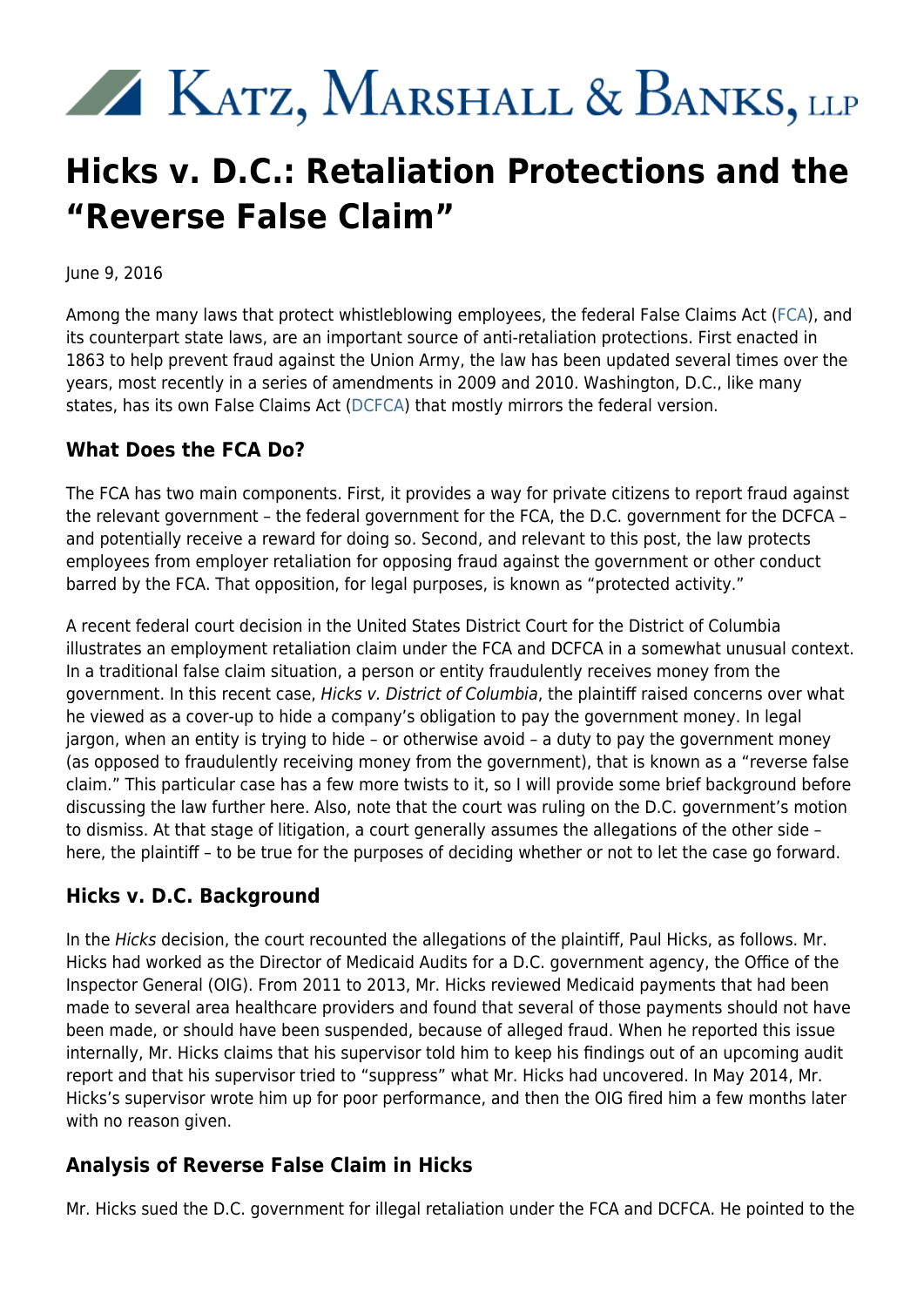# Katz, Marshall & Banks, LLP

# Hicks v. D.C.: Retaliation Protections and the "Reverse False Claim"

June 9, 2016

Among the many laws that protect whistleblowing employees, the federal False Claims Act (FCA), and its counterpart state laws, are an important source of anti-retaliation protections. First enacted in 1863 to help prevent fraud against the Union Army, the law has been updated several times over the years, most recently in a series of amendments in 2009 and 2010. Washington, D.C., like many states, has its own False Claims Act (DCFCA) that mostly mirrors the federal version.

## What Does the FCA Do?

The FCA has two main components. First, it provides a way for private citizens to report fraud against the relevant government – the federal government for the FCA, the D.C. government for the DCFCA – and potentially receive a reward for doing so. Second, and relevant to this post, the law protects employees from employer retaliation for opposing fraud against the government or other conduct barred by the FCA. That opposition, for legal purposes, is known as "protected activity."

A recent federal court decision in the United States District Court for the District of Columbia illustrates an employment retaliation claim under the FCA and DCFCA in a somewhat unusual context. In a traditional false claim situation, a person or entity fraudulently receives money from the government. In this recent case, *Hicks v. District of Columbia*, the plaintiff raised concerns over what he viewed as a cover-up to hide a company's obligation to pay the government money. In legal jargon, when an entity is trying to hide – or otherwise avoid – a duty to pay the government money (as opposed to fraudulently receiving money from the government), that is known as a "reverse false claim." This particular case has a few more twists to it, so I will provide some brief background before discussing the law further here. Also, note that the court was ruling on the D.C. government's motion to dismiss. At that stage of litigation, a court generally assumes the allegations of the other side – here, the plaintiff – to be true for the purposes of deciding whether or not to let the case go forward.

## Hicks v. D.C. Background

In the *Hicks* decision, the court recounted the allegations of the plaintiff, Paul Hicks, as follows. Mr. Hicks had worked as the Director of Medicaid Audits for a D.C. government agency, the Office of the Inspector General (OIG). From 2011 to 2013, Mr. Hicks reviewed Medicaid payments that had been made to several area healthcare providers and found that several of those payments should not have been made, or should have been suspended, because of alleged fraud. When he reported this issue internally, Mr. Hicks claims that his supervisor told him to keep his findings out of an upcoming audit report and that his supervisor tried to "suppress" what Mr. Hicks had uncovered. In May 2014, Mr. Hicks's supervisor wrote him up for poor performance, and then the OIG fired him a few months later with no reason given.

## Analysis of Reverse False Claim in Hicks

Mr. Hicks sued the D.C. government for illegal retaliation under the FCA and DCFCA. He pointed to the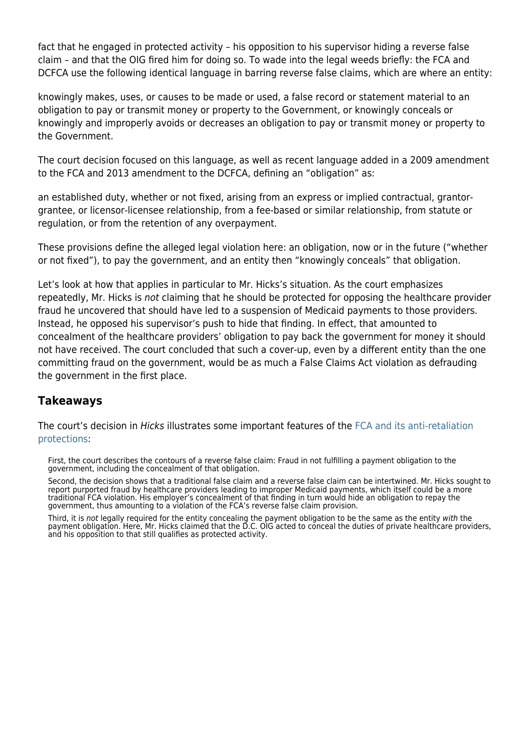fact that he engaged in protected activity – his opposition to his supervisor hiding a reverse false claim – and that the OIG fired him for doing so. To wade into the legal weeds briefly: the FCA and DCFCA use the following identical language in barring reverse false claims, which are where an entity:

knowingly makes, uses, or causes to be made or used, a false record or statement material to an obligation to pay or transmit money or property to the Government, or knowingly conceals or knowingly and improperly avoids or decreases an obligation to pay or transmit money or property to the Government.

The court decision focused on this language, as well as recent language added in a 2009 amendment to the FCA and 2013 amendment to the DCFCA, defining an "obligation" as:

an established duty, whether or not fixed, arising from an express or implied contractual, grantor-grantee, or licensor-licensee relationship, from a fee-based or similar relationship, from statute or regulation, or from the retention of any overpayment.

These provisions define the alleged legal violation here: an obligation, now or in the future ("whether or not fixed"), to pay the government, and an entity then "knowingly conceals" that obligation.

Let's look at how that applies in particular to Mr. Hicks's situation. As the court emphasizes repeatedly, Mr. Hicks is *not* claiming that he should be protected for opposing the healthcare provider fraud he uncovered that should have led to a suspension of Medicaid payments to those providers. Instead, he opposed his supervisor's push to hide that finding. In effect, that amounted to concealment of the healthcare providers' obligation to pay back the government for money it should not have received. The court concluded that such a cover-up, even by a different entity than the one committing fraud on the government, would be as much a False Claims Act violation as defrauding the government in the first place.

## Takeaways

The court's decision in *Hicks* illustrates some important features of the FCA and its anti-retaliation protections:

First, the court describes the contours of a reverse false claim: Fraud in not fulfilling a payment obligation to the government, including the concealment of that obligation.

Second, the decision shows that a traditional false claim and a reverse false claim can be intertwined. Mr. Hicks sought to report purported fraud by healthcare providers leading to improper Medicaid payments, which itself could be a more traditional FCA violation. His employer's concealment of that finding in turn would hide an obligation to repay the government, thus amounting to a violation of the FCA's reverse false claim provision.

Third, it is *not* legally required for the entity concealing the payment obligation to be the same as the entity *with* the payment obligation. Here, Mr. Hicks claimed that the D.C. OIG acted to conceal the duties of private healthcare providers, and his opposition to that still qualifies as protected activity.